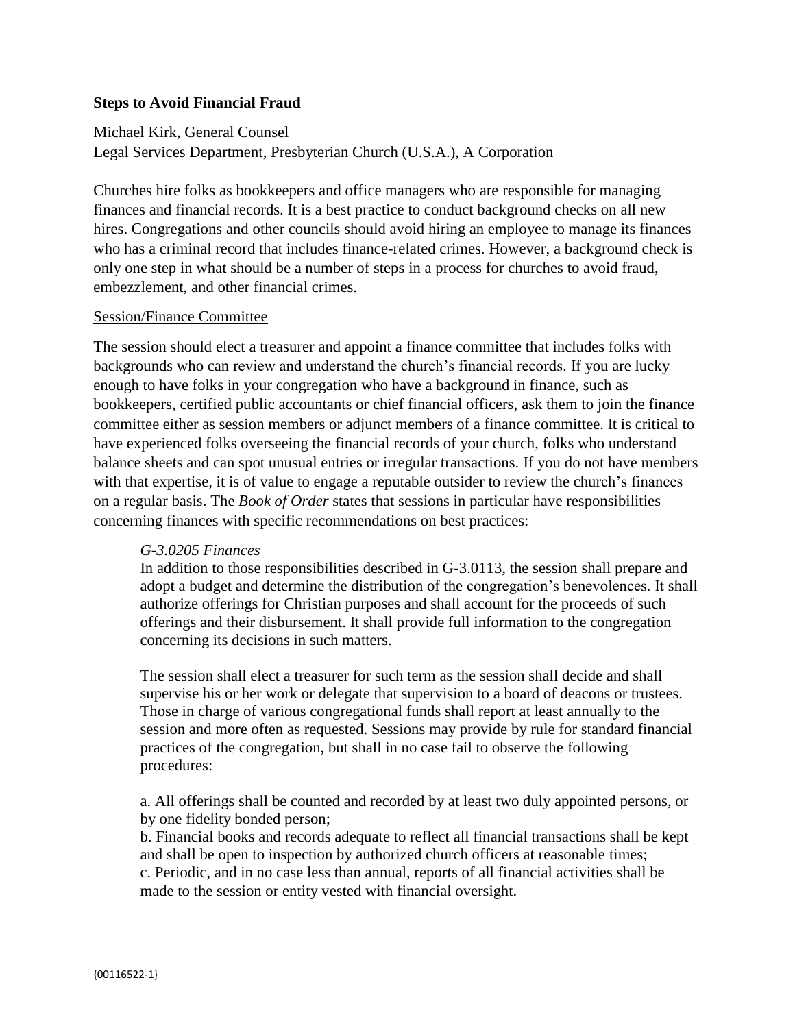**Steps to Avoid Financial Fraud**

Michael Kirk, General Counsel
Legal Services Department, Presbyterian Church (U.S.A.), A Corporation

Churches hire folks as bookkeepers and office managers who are responsible for managing finances and financial records. It is a best practice to conduct background checks on all new hires. Congregations and other councils should avoid hiring an employee to manage its finances who has a criminal record that includes finance-related crimes. However, a background check is only one step in what should be a number of steps in a process for churches to avoid fraud, embezzlement, and other financial crimes.

<u>Session/Finance Committee</u>

The session should elect a treasurer and appoint a finance committee that includes folks with backgrounds who can review and understand the church's financial records. If you are lucky enough to have folks in your congregation who have a background in finance, such as bookkeepers, certified public accountants or chief financial officers, ask them to join the finance committee either as session members or adjunct members of a finance committee. It is critical to have experienced folks overseeing the financial records of your church, folks who understand balance sheets and can spot unusual entries or irregular transactions. If you do not have members with that expertise, it is of value to engage a reputable outsider to review the church's finances on a regular basis. The *Book of Order* states that sessions in particular have responsibilities concerning finances with specific recommendations on best practices:

> *G-3.0205 Finances*
> In addition to those responsibilities described in G-3.0113, the session shall prepare and adopt a budget and determine the distribution of the congregation's benevolences. It shall authorize offerings for Christian purposes and shall account for the proceeds of such offerings and their disbursement. It shall provide full information to the congregation concerning its decisions in such matters.
>
> The session shall elect a treasurer for such term as the session shall decide and shall supervise his or her work or delegate that supervision to a board of deacons or trustees. Those in charge of various congregational funds shall report at least annually to the session and more often as requested. Sessions may provide by rule for standard financial practices of the congregation, but shall in no case fail to observe the following procedures:
>
> a. All offerings shall be counted and recorded by at least two duly appointed persons, or by one fidelity bonded person;
> b. Financial books and records adequate to reflect all financial transactions shall be kept and shall be open to inspection by authorized church officers at reasonable times;
> c. Periodic, and in no case less than annual, reports of all financial activities shall be made to the session or entity vested with financial oversight.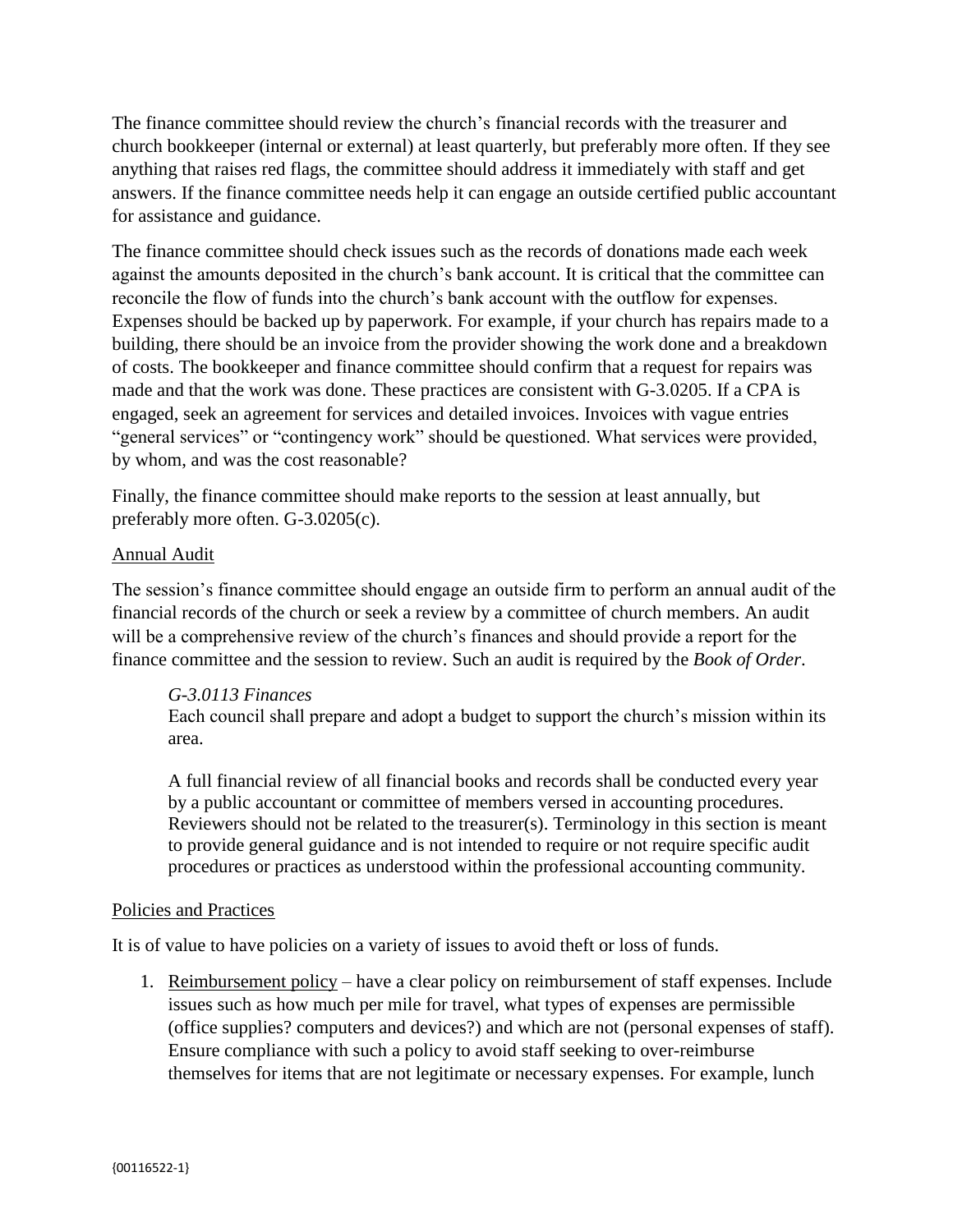The finance committee should review the church's financial records with the treasurer and church bookkeeper (internal or external) at least quarterly, but preferably more often. If they see anything that raises red flags, the committee should address it immediately with staff and get answers. If the finance committee needs help it can engage an outside certified public accountant for assistance and guidance.

The finance committee should check issues such as the records of donations made each week against the amounts deposited in the church's bank account. It is critical that the committee can reconcile the flow of funds into the church's bank account with the outflow for expenses. Expenses should be backed up by paperwork. For example, if your church has repairs made to a building, there should be an invoice from the provider showing the work done and a breakdown of costs. The bookkeeper and finance committee should confirm that a request for repairs was made and that the work was done. These practices are consistent with G-3.0205. If a CPA is engaged, seek an agreement for services and detailed invoices. Invoices with vague entries "general services" or "contingency work" should be questioned. What services were provided, by whom, and was the cost reasonable?

Finally, the finance committee should make reports to the session at least annually, but preferably more often. G-3.0205(c).

<u>Annual Audit</u>

The session's finance committee should engage an outside firm to perform an annual audit of the financial records of the church or seek a review by a committee of church members. An audit will be a comprehensive review of the church's finances and should provide a report for the finance committee and the session to review. Such an audit is required by the *Book of Order*.

> *G-3.0113 Finances*
> Each council shall prepare and adopt a budget to support the church's mission within its area.
>
> A full financial review of all financial books and records shall be conducted every year by a public accountant or committee of members versed in accounting procedures. Reviewers should not be related to the treasurer(s). Terminology in this section is meant to provide general guidance and is not intended to require or not require specific audit procedures or practices as understood within the professional accounting community.

<u>Policies and Practices</u>

It is of value to have policies on a variety of issues to avoid theft or loss of funds.

1. <u>Reimbursement policy</u> – have a clear policy on reimbursement of staff expenses. Include issues such as how much per mile for travel, what types of expenses are permissible (office supplies? computers and devices?) and which are not (personal expenses of staff). Ensure compliance with such a policy to avoid staff seeking to over-reimburse themselves for items that are not legitimate or necessary expenses. For example, lunch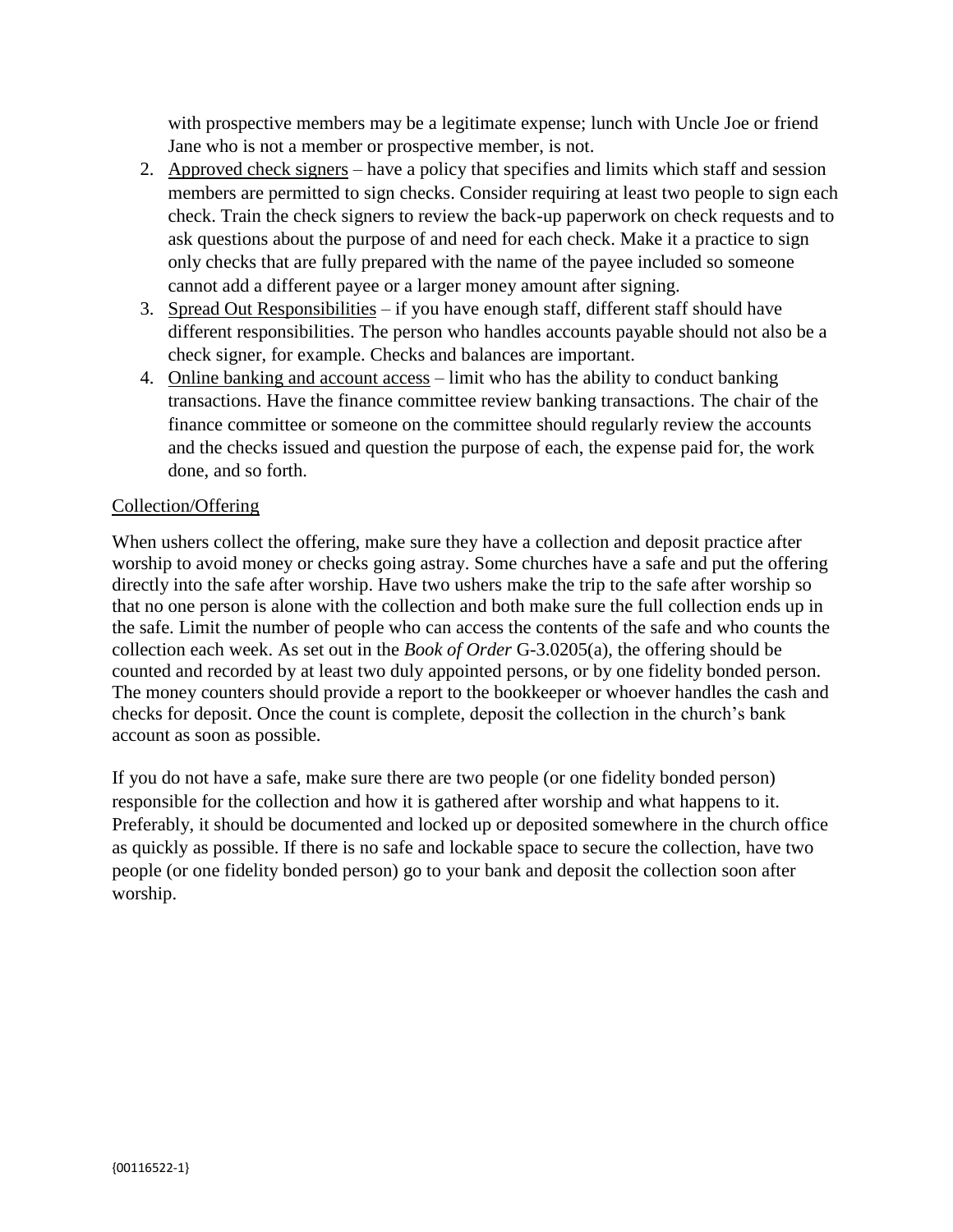with prospective members may be a legitimate expense; lunch with Uncle Joe or friend Jane who is not a member or prospective member, is not.

2. Approved check signers – have a policy that specifies and limits which staff and session members are permitted to sign checks. Consider requiring at least two people to sign each check. Train the check signers to review the back-up paperwork on check requests and to ask questions about the purpose of and need for each check. Make it a practice to sign only checks that are fully prepared with the name of the payee included so someone cannot add a different payee or a larger money amount after signing.
3. Spread Out Responsibilities – if you have enough staff, different staff should have different responsibilities. The person who handles accounts payable should not also be a check signer, for example. Checks and balances are important.
4. Online banking and account access – limit who has the ability to conduct banking transactions. Have the finance committee review banking transactions. The chair of the finance committee or someone on the committee should regularly review the accounts and the checks issued and question the purpose of each, the expense paid for, the work done, and so forth.

Collection/Offering

When ushers collect the offering, make sure they have a collection and deposit practice after worship to avoid money or checks going astray. Some churches have a safe and put the offering directly into the safe after worship. Have two ushers make the trip to the safe after worship so that no one person is alone with the collection and both make sure the full collection ends up in the safe. Limit the number of people who can access the contents of the safe and who counts the collection each week. As set out in the *Book of Order* G-3.0205(a), the offering should be counted and recorded by at least two duly appointed persons, or by one fidelity bonded person. The money counters should provide a report to the bookkeeper or whoever handles the cash and checks for deposit. Once the count is complete, deposit the collection in the church's bank account as soon as possible.

If you do not have a safe, make sure there are two people (or one fidelity bonded person) responsible for the collection and how it is gathered after worship and what happens to it. Preferably, it should be documented and locked up or deposited somewhere in the church office as quickly as possible. If there is no safe and lockable space to secure the collection, have two people (or one fidelity bonded person) go to your bank and deposit the collection soon after worship.

{00116522-1}